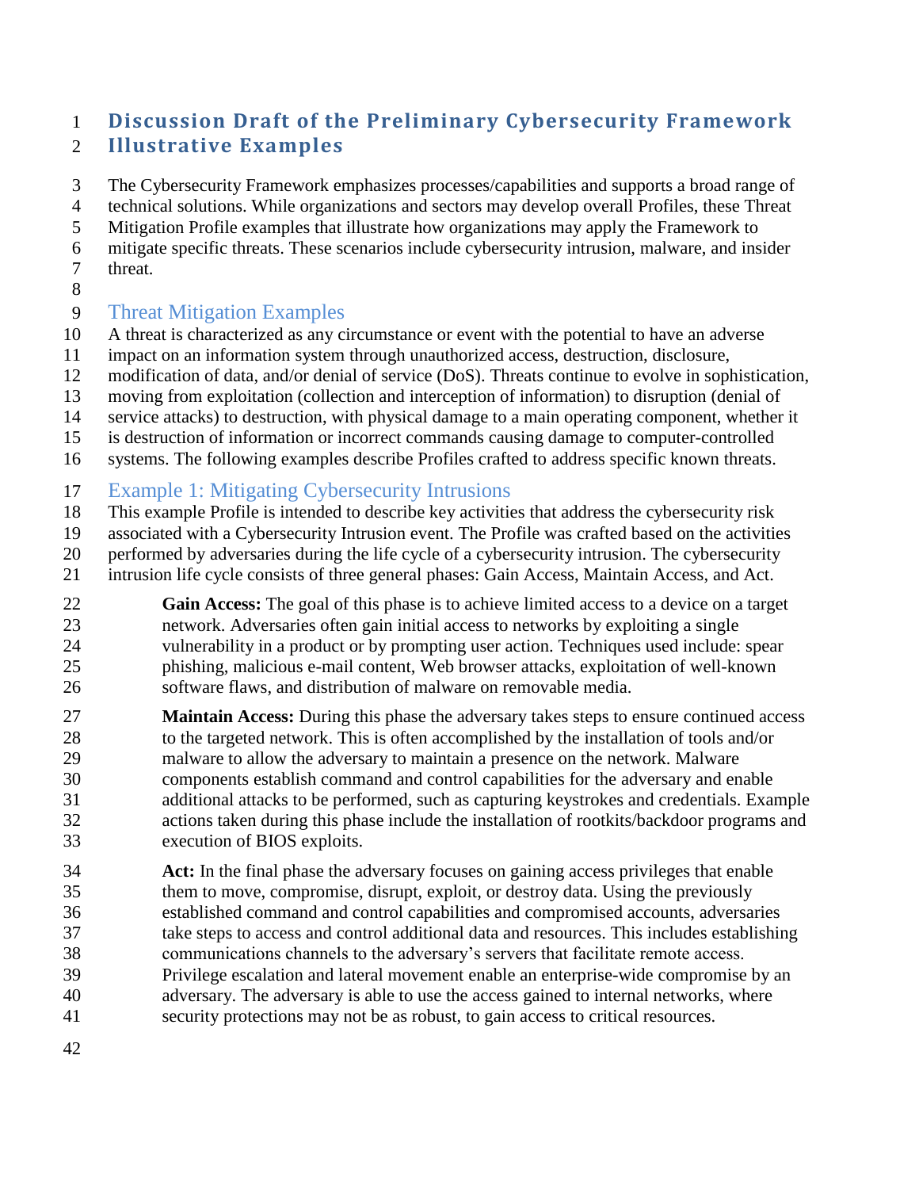# Discussion Draft of the Preliminary Cybersecurity Framework Illustrative Examples

The Cybersecurity Framework emphasizes processes/capabilities and supports a broad range of technical solutions. While organizations and sectors may develop overall Profiles, these Threat Mitigation Profile examples that illustrate how organizations may apply the Framework to mitigate specific threats. These scenarios include cybersecurity intrusion, malware, and insider threat.

## Threat Mitigation Examples

A threat is characterized as any circumstance or event with the potential to have an adverse impact on an information system through unauthorized access, destruction, disclosure, modification of data, and/or denial of service (DoS). Threats continue to evolve in sophistication, moving from exploitation (collection and interception of information) to disruption (denial of service attacks) to destruction, with physical damage to a main operating component, whether it is destruction of information or incorrect commands causing damage to computer-controlled systems. The following examples describe Profiles crafted to address specific known threats.

## Example 1: Mitigating Cybersecurity Intrusions

This example Profile is intended to describe key activities that address the cybersecurity risk associated with a Cybersecurity Intrusion event. The Profile was crafted based on the activities performed by adversaries during the life cycle of a cybersecurity intrusion. The cybersecurity intrusion life cycle consists of three general phases: Gain Access, Maintain Access, and Act.

> **Gain Access:** The goal of this phase is to achieve limited access to a device on a target network. Adversaries often gain initial access to networks by exploiting a single vulnerability in a product or by prompting user action. Techniques used include: spear phishing, malicious e-mail content, Web browser attacks, exploitation of well-known software flaws, and distribution of malware on removable media.
>
> **Maintain Access:** During this phase the adversary takes steps to ensure continued access to the targeted network. This is often accomplished by the installation of tools and/or malware to allow the adversary to maintain a presence on the network. Malware components establish command and control capabilities for the adversary and enable additional attacks to be performed, such as capturing keystrokes and credentials. Example actions taken during this phase include the installation of rootkits/backdoor programs and execution of BIOS exploits.
>
> **Act:** In the final phase the adversary focuses on gaining access privileges that enable them to move, compromise, disrupt, exploit, or destroy data. Using the previously established command and control capabilities and compromised accounts, adversaries take steps to access and control additional data and resources. This includes establishing communications channels to the adversary's servers that facilitate remote access. Privilege escalation and lateral movement enable an enterprise-wide compromise by an adversary. The adversary is able to use the access gained to internal networks, where security protections may not be as robust, to gain access to critical resources.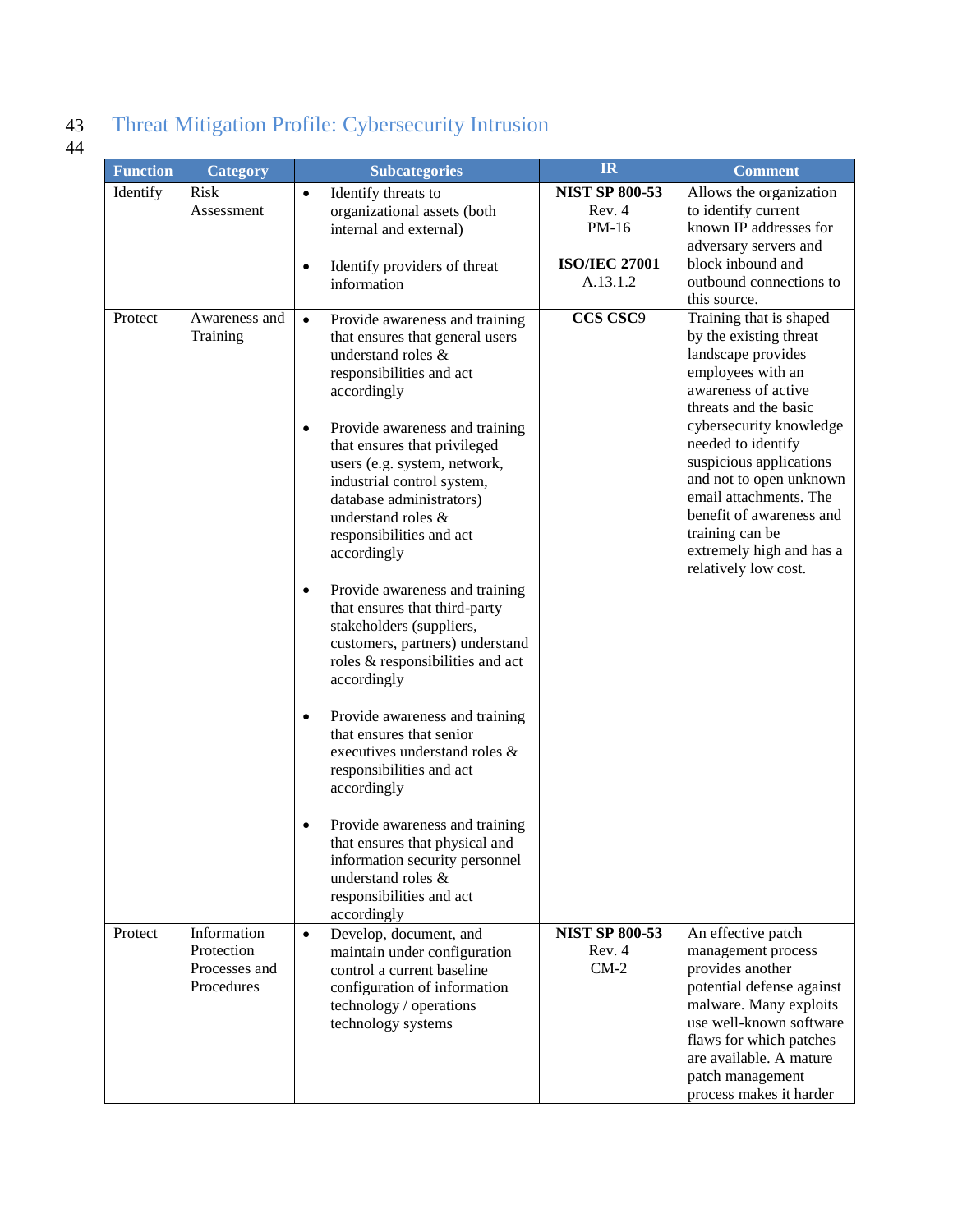## Threat Mitigation Profile: Cybersecurity Intrusion

| Function | Category | Subcategories | IR | Comment |
|---|---|---|---|---|
| Identify | Risk Assessment | • Identify threats to organizational assets (both internal and external)<br><br>• Identify providers of threat information | **NIST SP 800-53** Rev. 4 PM-16<br><br>**ISO/IEC 27001** A.13.1.2 | Allows the organization to identify current known IP addresses for adversary servers and block inbound and outbound connections to this source. |
| Protect | Awareness and Training | • Provide awareness and training that ensures that general users understand roles & responsibilities and act accordingly<br><br>• Provide awareness and training that ensures that privileged users (e.g. system, network, industrial control system, database administrators) understand roles & responsibilities and act accordingly<br><br>• Provide awareness and training that ensures that third-party stakeholders (suppliers, customers, partners) understand roles & responsibilities and act accordingly<br><br>• Provide awareness and training that ensures that senior executives understand roles & responsibilities and act accordingly<br><br>• Provide awareness and training that ensures that physical and information security personnel understand roles & responsibilities and act accordingly | **CCS CSC**9 | Training that is shaped by the existing threat landscape provides employees with an awareness of active threats and the basic cybersecurity knowledge needed to identify suspicious applications and not to open unknown email attachments. The benefit of awareness and training can be extremely high and has a relatively low cost. |
| Protect | Information Protection Processes and Procedures | • Develop, document, and maintain under configuration control a current baseline configuration of information technology / operations technology systems | **NIST SP 800-53** Rev. 4 CM-2 | An effective patch management process provides another potential defense against malware. Many exploits use well-known software flaws for which patches are available. A mature patch management process makes it harder |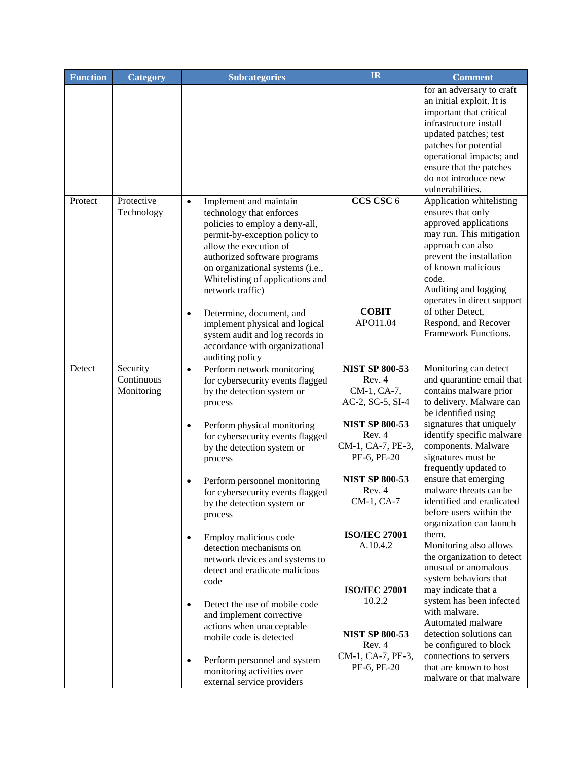| Function | Category | Subcategories | IR | Comment |
|---|---|---|---|---|
| | | | | for an adversary to craft an initial exploit. It is important that critical infrastructure install updated patches; test patches for potential operational impacts; and ensure that the patches do not introduce new vulnerabilities. |
| Protect | Protective Technology | • Implement and maintain technology that enforces policies to employ a deny-all, permit-by-exception policy to allow the execution of authorized software programs on organizational systems (i.e., Whitelisting of applications and network traffic)<br><br>• Determine, document, and implement physical and logical system audit and log records in accordance with organizational auditing policy | **CCS CSC** 6<br><br>**COBIT** APO11.04 | Application whitelisting ensures that only approved applications may run. This mitigation approach can also prevent the installation of known malicious code.<br>Auditing and logging operates in direct support of other Detect, Respond, and Recover Framework Functions. |
| Detect | Security Continuous Monitoring | • Perform network monitoring for cybersecurity events flagged by the detection system or process<br><br>• Perform physical monitoring for cybersecurity events flagged by the detection system or process<br><br>• Perform personnel monitoring for cybersecurity events flagged by the detection system or process<br><br>• Employ malicious code detection mechanisms on network devices and systems to detect and eradicate malicious code<br><br>• Detect the use of mobile code and implement corrective actions when unacceptable mobile code is detected<br><br>• Perform personnel and system monitoring activities over external service providers | **NIST SP 800-53** Rev. 4 CM-1, CA-7, AC-2, SC-5, SI-4<br><br>**NIST SP 800-53** Rev. 4 CM-1, CA-7, PE-3, PE-6, PE-20<br><br>**NIST SP 800-53** Rev. 4 CM-1, CA-7<br><br>**ISO/IEC 27001** A.10.4.2<br><br>**ISO/IEC 27001** 10.2.2<br><br>**NIST SP 800-53** Rev. 4 CM-1, CA-7, PE-3, PE-6, PE-20 | Monitoring can detect and quarantine email that contains malware prior to delivery. Malware can be identified using signatures that uniquely identify specific malware components. Malware signatures must be frequently updated to ensure that emerging malware threats can be identified and eradicated before users within the organization can launch them.<br>Monitoring also allows the organization to detect unusual or anomalous system behaviors that may indicate that a system has been infected with malware.<br>Automated malware detection solutions can be configured to block connections to servers that are known to host malware or that malware |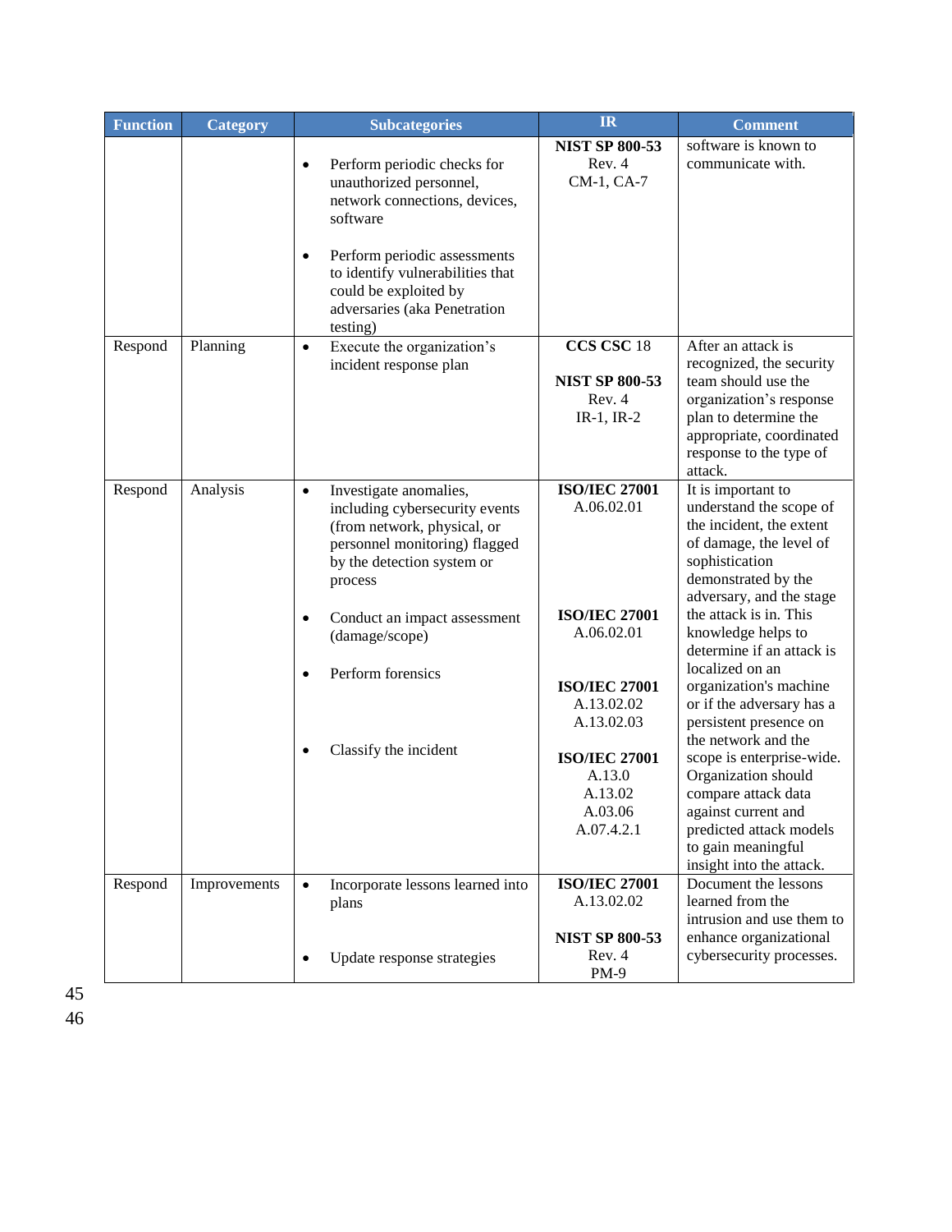| Function | Category | Subcategories | IR | Comment |
|---|---|---|---|---|
| | | • Perform periodic checks for unauthorized personnel, network connections, devices, software<br><br>• Perform periodic assessments to identify vulnerabilities that could be exploited by adversaries (aka Penetration testing) | **NIST SP 800-53** Rev. 4 CM-1, CA-7 | software is known to communicate with. |
| Respond | Planning | • Execute the organization's incident response plan | **CCS CSC** 18<br><br>**NIST SP 800-53** Rev. 4 IR-1, IR-2 | After an attack is recognized, the security team should use the organization's response plan to determine the appropriate, coordinated response to the type of attack. |
| Respond | Analysis | • Investigate anomalies, including cybersecurity events (from network, physical, or personnel monitoring) flagged by the detection system or process<br><br>• Conduct an impact assessment (damage/scope)<br><br>• Perform forensics<br><br>• Classify the incident | **ISO/IEC 27001** A.06.02.01<br><br>**ISO/IEC 27001** A.06.02.01<br><br>**ISO/IEC 27001** A.13.02.02 A.13.02.03<br><br>**ISO/IEC 27001** A.13.0 A.13.02 A.03.06 A.07.4.2.1 | It is important to understand the scope of the incident, the extent of damage, the level of sophistication demonstrated by the adversary, and the stage the attack is in. This knowledge helps to determine if an attack is localized on an organization's machine or if the adversary has a persistent presence on the network and the scope is enterprise-wide. Organization should compare attack data against current and predicted attack models to gain meaningful insight into the attack. |
| Respond | Improvements | • Incorporate lessons learned into plans<br><br>• Update response strategies | **ISO/IEC 27001** A.13.02.02<br><br>**NIST SP 800-53** Rev. 4 PM-9 | Document the lessons learned from the intrusion and use them to enhance organizational cybersecurity processes. |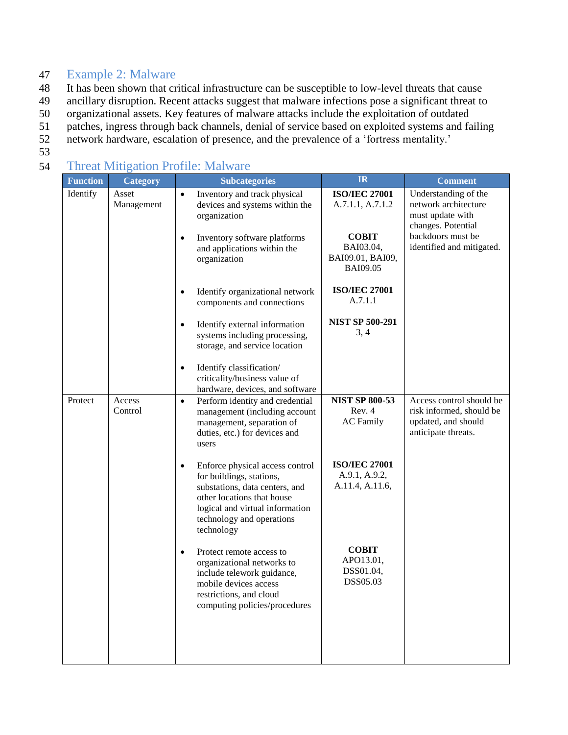## Example 2: Malware

It has been shown that critical infrastructure can be susceptible to low-level threats that cause ancillary disruption. Recent attacks suggest that malware infections pose a significant threat to organizational assets. Key features of malware attacks include the exploitation of outdated patches, ingress through back channels, denial of service based on exploited systems and failing network hardware, escalation of presence, and the prevalence of a 'fortress mentality.'

## Threat Mitigation Profile: Malware

| Function | Category | Subcategories | IR | Comment |
|---|---|---|---|---|
| Identify | Asset Management | • Inventory and track physical devices and systems within the organization<br><br>• Inventory software platforms and applications within the organization<br><br>• Identify organizational network components and connections<br><br>• Identify external information systems including processing, storage, and service location<br><br>• Identify classification/ criticality/business value of hardware, devices, and software | **ISO/IEC 27001** A.7.1.1, A.7.1.2<br><br>**COBIT** BAI03.04, BAI09.01, BAI09, BAI09.05<br><br>**ISO/IEC 27001** A.7.1.1<br><br>**NIST SP 500-291** 3, 4 | Understanding of the network architecture must update with changes. Potential backdoors must be identified and mitigated. |
| Protect | Access Control | • Perform identity and credential management (including account management, separation of duties, etc.) for devices and users<br><br>• Enforce physical access control for buildings, stations, substations, data centers, and other locations that house logical and virtual information technology and operations technology<br><br>• Protect remote access to organizational networks to include telework guidance, mobile devices access restrictions, and cloud computing policies/procedures | **NIST SP 800-53** Rev. 4 AC Family<br><br>**ISO/IEC 27001** A.9.1, A.9.2, A.11.4, A.11.6,<br><br>**COBIT** APO13.01, DSS01.04, DSS05.03 | Access control should be risk informed, should be updated, and should anticipate threats. |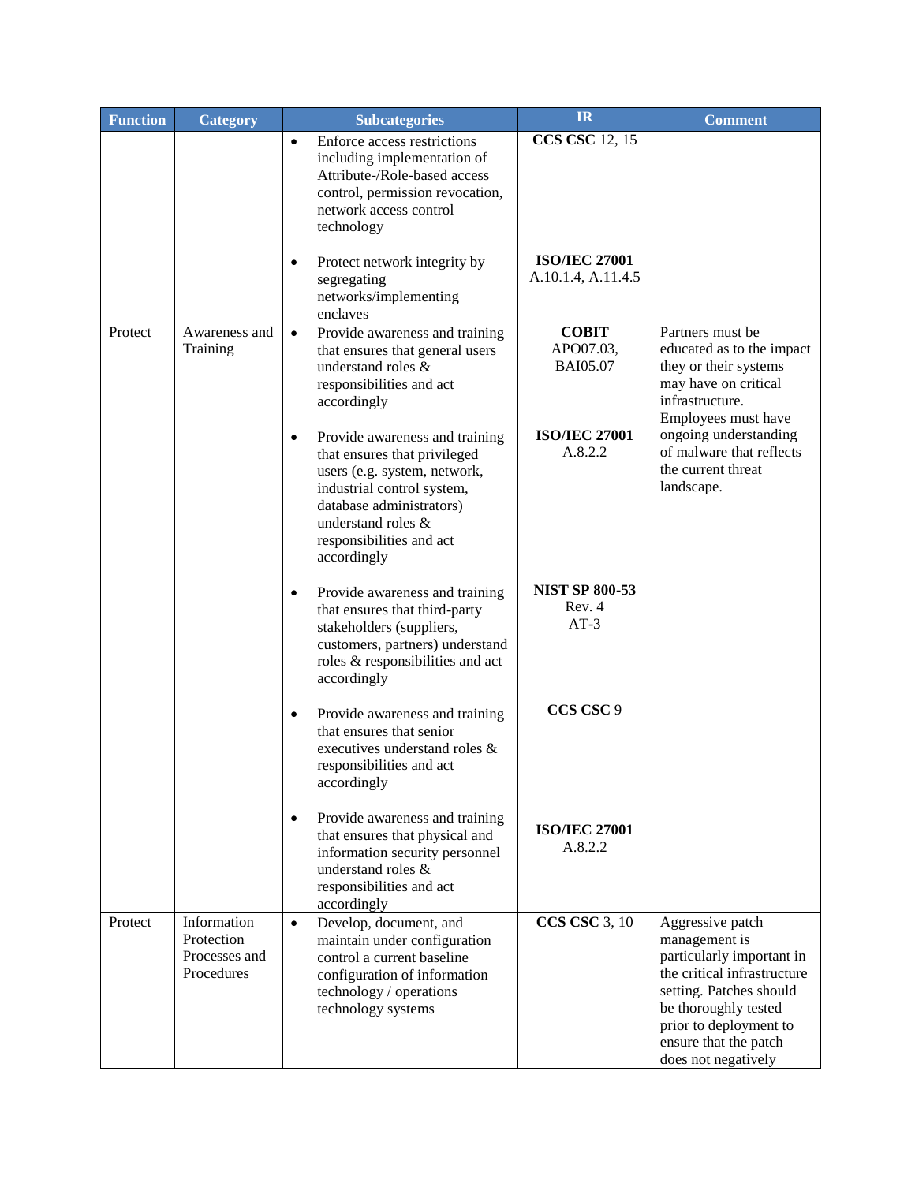| Function | Category | Subcategories | IR | Comment |
|---|---|---|---|---|
| | | • Enforce access restrictions including implementation of Attribute-/Role-based access control, permission revocation, network access control technology<br><br>• Protect network integrity by segregating networks/implementing enclaves | **CCS CSC** 12, 15<br><br>**ISO/IEC 27001** A.10.1.4, A.11.4.5 | |
| Protect | Awareness and Training | • Provide awareness and training that ensures that general users understand roles & responsibilities and act accordingly<br><br>• Provide awareness and training that ensures that privileged users (e.g. system, network, industrial control system, database administrators) understand roles & responsibilities and act accordingly<br><br>• Provide awareness and training that ensures that third-party stakeholders (suppliers, customers, partners) understand roles & responsibilities and act accordingly<br><br>• Provide awareness and training that ensures that senior executives understand roles & responsibilities and act accordingly<br><br>• Provide awareness and training that ensures that physical and information security personnel understand roles & responsibilities and act accordingly | **COBIT** APO07.03, BAI05.07<br><br>**ISO/IEC 27001** A.8.2.2<br><br>**NIST SP 800-53** Rev. 4 AT-3<br><br>**CCS CSC** 9<br><br>**ISO/IEC 27001** A.8.2.2 | Partners must be educated as to the impact they or their systems may have on critical infrastructure. Employees must have ongoing understanding of malware that reflects the current threat landscape. |
| Protect | Information Protection Processes and Procedures | • Develop, document, and maintain under configuration control a current baseline configuration of information technology / operations technology systems | **CCS CSC** 3, 10 | Aggressive patch management is particularly important in the critical infrastructure setting. Patches should be thoroughly tested prior to deployment to ensure that the patch does not negatively |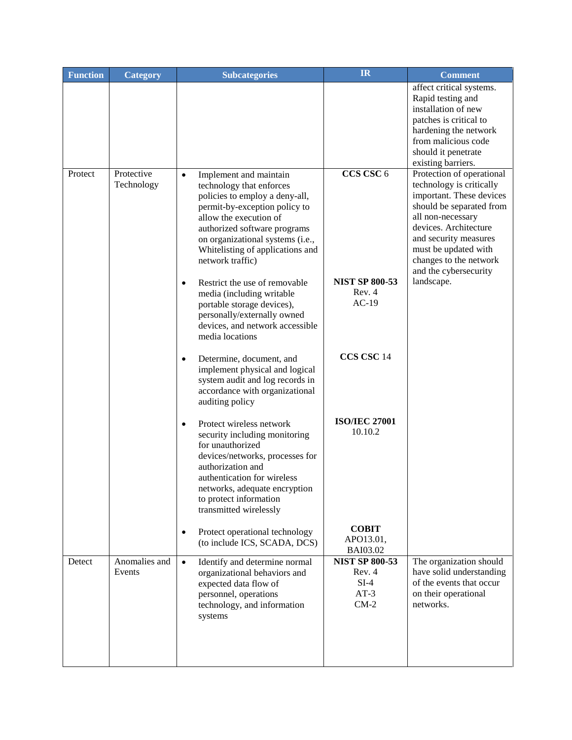| Function | Category | Subcategories | IR | Comment |
| --- | --- | --- | --- | --- |
| | | | | affect critical systems. Rapid testing and installation of new patches is critical to hardening the network from malicious code should it penetrate existing barriers. |
| Protect | Protective Technology | • Implement and maintain technology that enforces policies to employ a deny-all, permit-by-exception policy to allow the execution of authorized software programs on organizational systems (i.e., Whitelisting of applications and network traffic)<br><br>• Restrict the use of removable media (including writable portable storage devices), personally/externally owned devices, and network accessible media locations<br><br>• Determine, document, and implement physical and logical system audit and log records in accordance with organizational auditing policy<br><br>• Protect wireless network security including monitoring for unauthorized devices/networks, processes for authorization and authentication for wireless networks, adequate encryption to protect information transmitted wirelessly<br><br>• Protect operational technology (to include ICS, SCADA, DCS) | **CCS CSC** 6<br><br>**NIST SP 800-53** Rev. 4 AC-19<br><br>**CCS CSC** 14<br><br>**ISO/IEC 27001** 10.10.2<br><br>**COBIT** APO13.01, BAI03.02 | Protection of operational technology is critically important. These devices should be separated from all non-necessary devices. Architecture and security measures must be updated with changes to the network and the cybersecurity landscape. |
| Detect | Anomalies and Events | • Identify and determine normal organizational behaviors and expected data flow of personnel, operations technology, and information systems | **NIST SP 800-53** Rev. 4 SI-4 AT-3 CM-2 | The organization should have solid understanding of the events that occur on their operational networks. |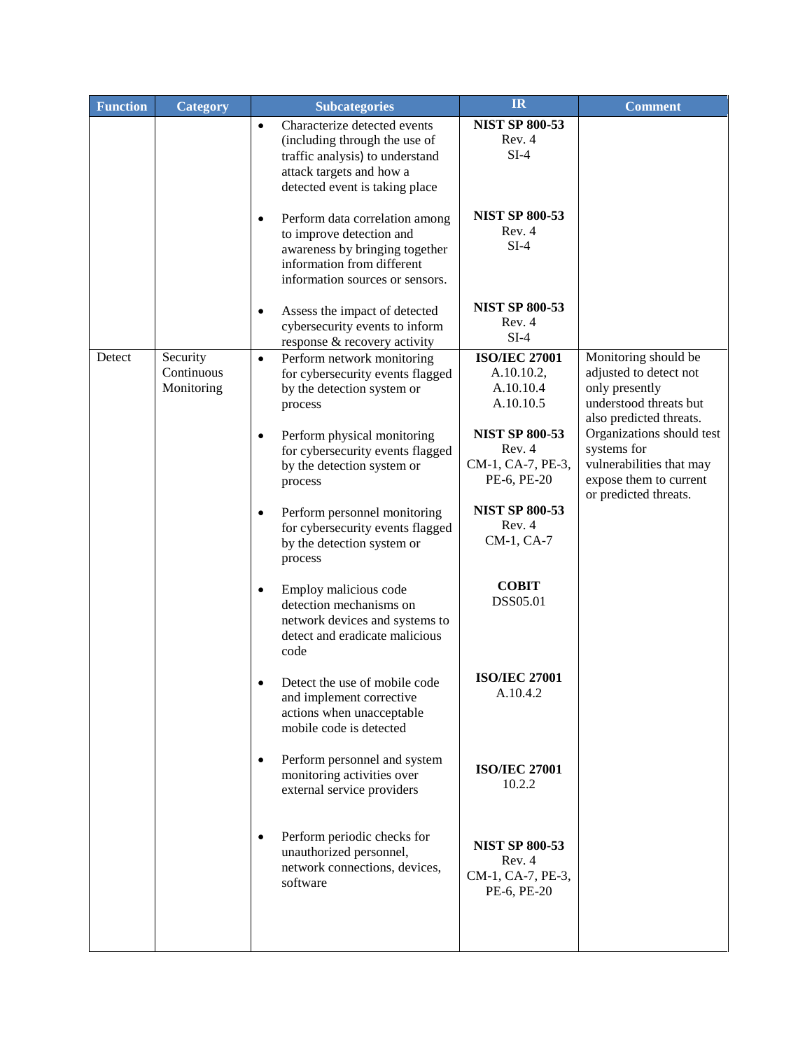| Function | Category | Subcategories | IR | Comment |
| --- | --- | --- | --- | --- |
| | | • Characterize detected events (including through the use of traffic analysis) to understand attack targets and how a detected event is taking place | **NIST SP 800-53** Rev. 4 SI-4 | |
| | | • Perform data correlation among to improve detection and awareness by bringing together information from different information sources or sensors. | **NIST SP 800-53** Rev. 4 SI-4 | |
| | | • Assess the impact of detected cybersecurity events to inform response & recovery activity | **NIST SP 800-53** Rev. 4 SI-4 | |
| Detect | Security Continuous Monitoring | • Perform network monitoring for cybersecurity events flagged by the detection system or process | **ISO/IEC 27001** A.10.10.2, A.10.10.4 A.10.10.5 | Monitoring should be adjusted to detect not only presently understood threats but also predicted threats. Organizations should test systems for vulnerabilities that may expose them to current or predicted threats. |
| | | • Perform physical monitoring for cybersecurity events flagged by the detection system or process | **NIST SP 800-53** Rev. 4 CM-1, CA-7, PE-3, PE-6, PE-20 | |
| | | • Perform personnel monitoring for cybersecurity events flagged by the detection system or process | **NIST SP 800-53** Rev. 4 CM-1, CA-7 | |
| | | • Employ malicious code detection mechanisms on network devices and systems to detect and eradicate malicious code | **COBIT** DSS05.01 | |
| | | • Detect the use of mobile code and implement corrective actions when unacceptable mobile code is detected | **ISO/IEC 27001** A.10.4.2 | |
| | | • Perform personnel and system monitoring activities over external service providers | **ISO/IEC 27001** 10.2.2 | |
| | | • Perform periodic checks for unauthorized personnel, network connections, devices, software | **NIST SP 800-53** Rev. 4 CM-1, CA-7, PE-3, PE-6, PE-20 | |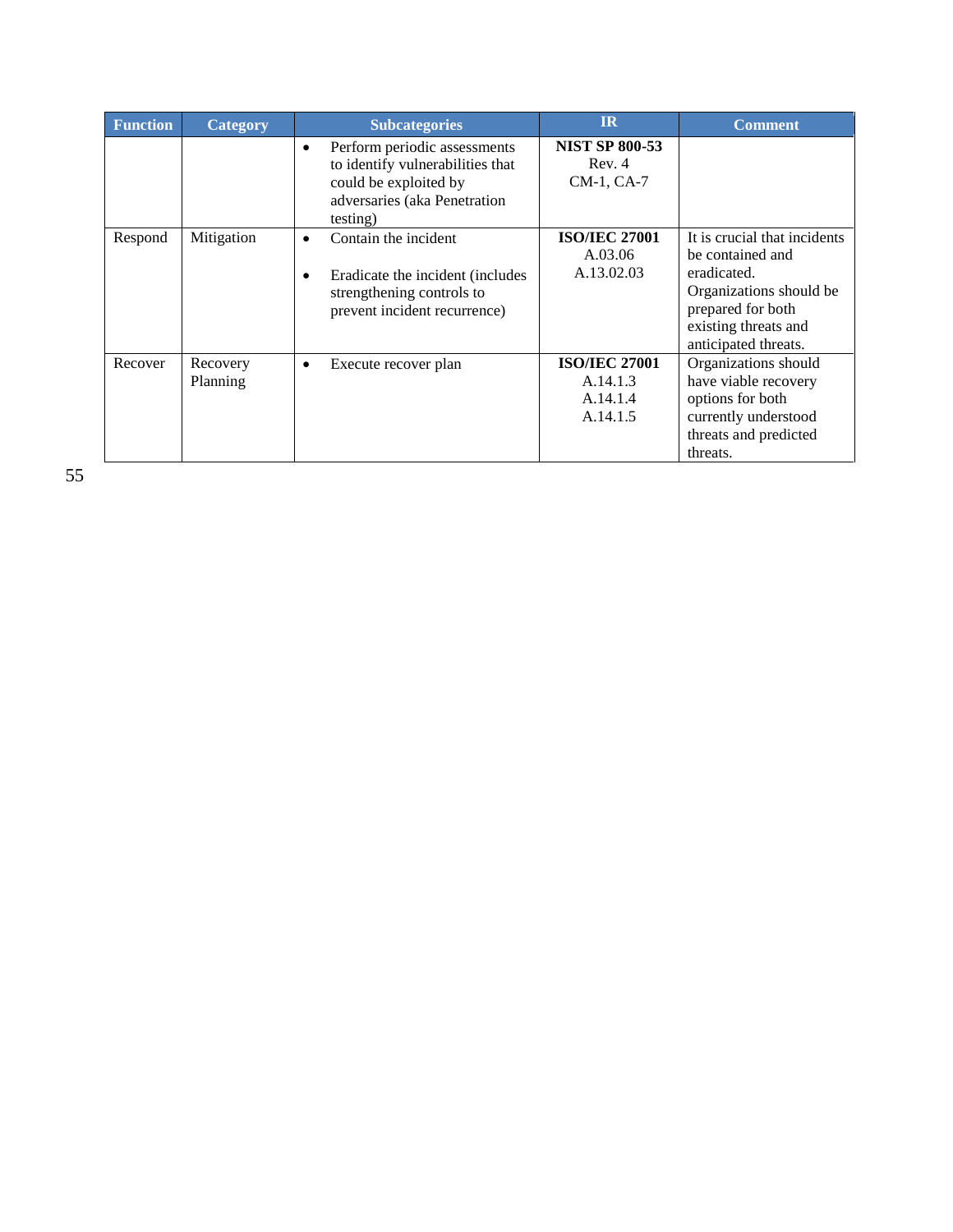| Function | Category | Subcategories | IR | Comment |
|---|---|---|---|---|
| | | • Perform periodic assessments to identify vulnerabilities that could be exploited by adversaries (aka Penetration testing) | **NIST SP 800-53** Rev. 4 CM-1, CA-7 | |
| Respond | Mitigation | • Contain the incident<br>• Eradicate the incident (includes strengthening controls to prevent incident recurrence) | **ISO/IEC 27001** A.03.06 A.13.02.03 | It is crucial that incidents be contained and eradicated. Organizations should be prepared for both existing threats and anticipated threats. |
| Recover | Recovery Planning | • Execute recover plan | **ISO/IEC 27001** A.14.1.3 A.14.1.4 A.14.1.5 | Organizations should have viable recovery options for both currently understood threats and predicted threats. |

55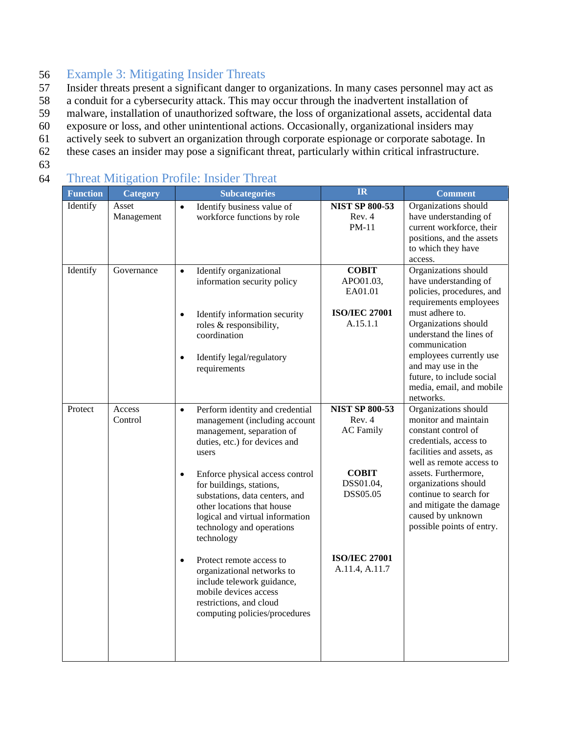## Example 3: Mitigating Insider Threats

Insider threats present a significant danger to organizations. In many cases personnel may act as a conduit for a cybersecurity attack. This may occur through the inadvertent installation of malware, installation of unauthorized software, the loss of organizational assets, accidental data exposure or loss, and other unintentional actions. Occasionally, organizational insiders may actively seek to subvert an organization through corporate espionage or corporate sabotage. In these cases an insider may pose a significant threat, particularly within critical infrastructure.

## Threat Mitigation Profile: Insider Threat

| Function | Category | Subcategories | IR | Comment |
|---|---|---|---|---|
| Identify | Asset Management | • Identify business value of workforce functions by role | **NIST SP 800-53** Rev. 4 PM-11 | Organizations should have understanding of current workforce, their positions, and the assets to which they have access. |
| Identify | Governance | • Identify organizational information security policy<br>• Identify information security roles & responsibility, coordination<br>• Identify legal/regulatory requirements | **COBIT** APO01.03, EA01.01<br>**ISO/IEC 27001** A.15.1.1 | Organizations should have understanding of policies, procedures, and requirements employees must adhere to. Organizations should understand the lines of communication employees currently use and may use in the future, to include social media, email, and mobile networks. |
| Protect | Access Control | • Perform identity and credential management (including account management, separation of duties, etc.) for devices and users<br>• Enforce physical access control for buildings, stations, substations, data centers, and other locations that house logical and virtual information technology and operations technology<br>• Protect remote access to organizational networks to include telework guidance, mobile devices access restrictions, and cloud computing policies/procedures | **NIST SP 800-53** Rev. 4 AC Family<br>**COBIT** DSS01.04, DSS05.05<br>**ISO/IEC 27001** A.11.4, A.11.7 | Organizations should monitor and maintain constant control of credentials, access to facilities and assets, as well as remote access to assets. Furthermore, organizations should continue to search for and mitigate the damage caused by unknown possible points of entry. |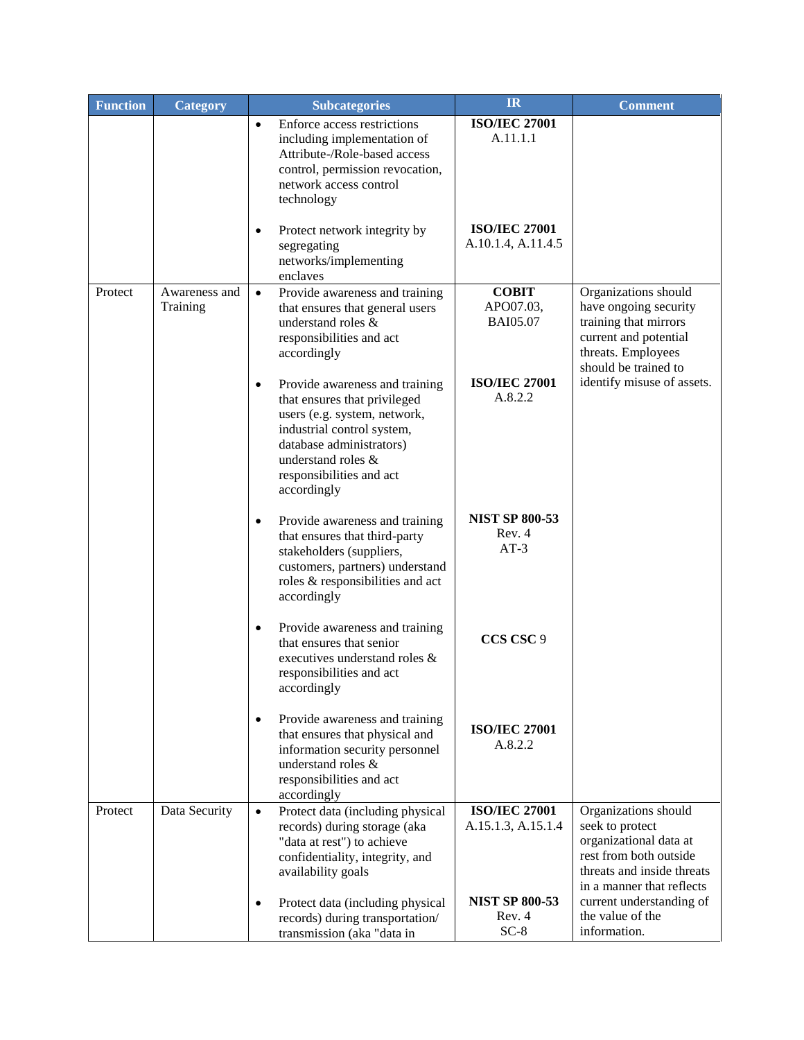| Function | Category | Subcategories | IR | Comment |
|---|---|---|---|---|
| | | • Enforce access restrictions including implementation of Attribute-/Role-based access control, permission revocation, network access control technology | **ISO/IEC 27001** A.11.1.1 | |
| | | • Protect network integrity by segregating networks/implementing enclaves | **ISO/IEC 27001** A.10.1.4, A.11.4.5 | |
| Protect | Awareness and Training | • Provide awareness and training that ensures that general users understand roles & responsibilities and act accordingly | **COBIT** APO07.03, BAI05.07 | Organizations should have ongoing security training that mirrors current and potential threats. Employees should be trained to identify misuse of assets. |
| | | • Provide awareness and training that ensures that privileged users (e.g. system, network, industrial control system, database administrators) understand roles & responsibilities and act accordingly | **ISO/IEC 27001** A.8.2.2 | |
| | | • Provide awareness and training that ensures that third-party stakeholders (suppliers, customers, partners) understand roles & responsibilities and act accordingly | **NIST SP 800-53** Rev. 4 AT-3 | |
| | | • Provide awareness and training that ensures that senior executives understand roles & responsibilities and act accordingly | **CCS CSC** 9 | |
| | | • Provide awareness and training that ensures that physical and information security personnel understand roles & responsibilities and act accordingly | **ISO/IEC 27001** A.8.2.2 | |
| Protect | Data Security | • Protect data (including physical records) during storage (aka "data at rest") to achieve confidentiality, integrity, and availability goals | **ISO/IEC 27001** A.15.1.3, A.15.1.4 | Organizations should seek to protect organizational data at rest from both outside threats and inside threats in a manner that reflects current understanding of the value of the information. |
| | | • Protect data (including physical records) during transportation/ transmission (aka "data in | **NIST SP 800-53** Rev. 4 SC-8 | |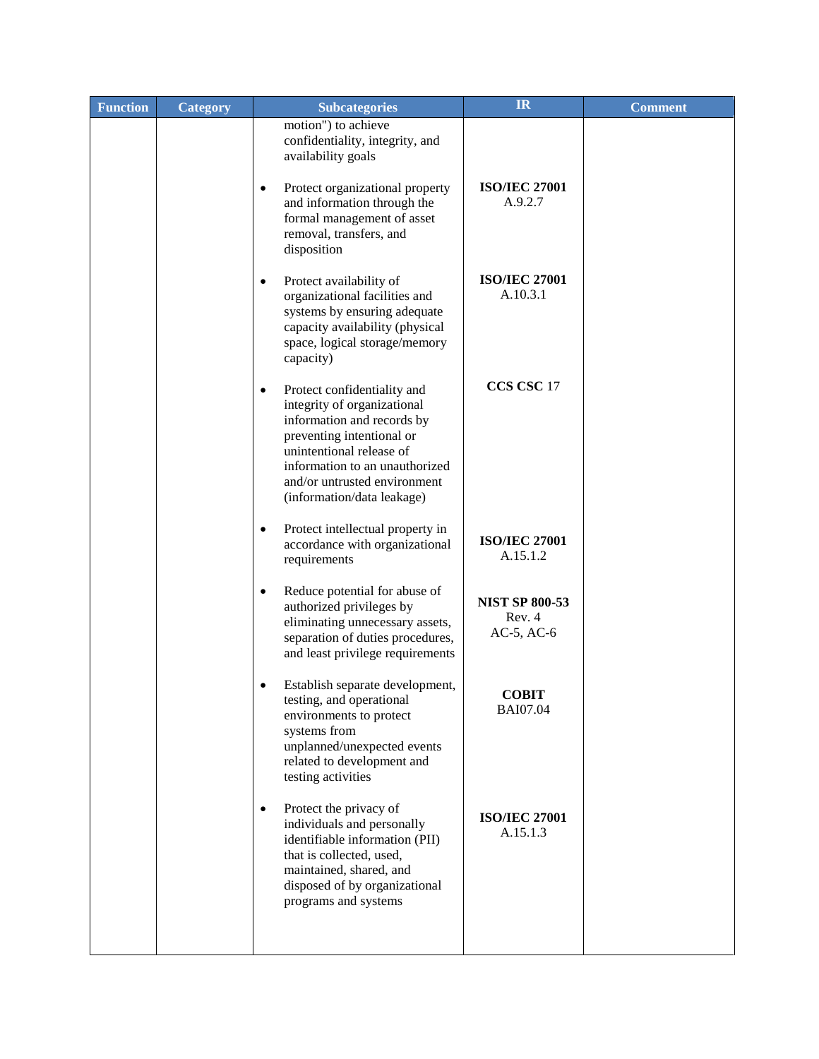| Function | Category | Subcategories | IR | Comment |
|---|---|---|---|---|
| | | motion") to achieve confidentiality, integrity, and availability goals | | |
| | | • Protect organizational property and information through the formal management of asset removal, transfers, and disposition | **ISO/IEC 27001** A.9.2.7 | |
| | | • Protect availability of organizational facilities and systems by ensuring adequate capacity availability (physical space, logical storage/memory capacity) | **ISO/IEC 27001** A.10.3.1 | |
| | | • Protect confidentiality and integrity of organizational information and records by preventing intentional or unintentional release of information to an unauthorized and/or untrusted environment (information/data leakage) | **CCS CSC** 17 | |
| | | • Protect intellectual property in accordance with organizational requirements | **ISO/IEC 27001** A.15.1.2 | |
| | | • Reduce potential for abuse of authorized privileges by eliminating unnecessary assets, separation of duties procedures, and least privilege requirements | **NIST SP 800-53** Rev. 4 AC-5, AC-6 | |
| | | • Establish separate development, testing, and operational environments to protect systems from unplanned/unexpected events related to development and testing activities | **COBIT** BAI07.04 | |
| | | • Protect the privacy of individuals and personally identifiable information (PII) that is collected, used, maintained, shared, and disposed of by organizational programs and systems | **ISO/IEC 27001** A.15.1.3 | |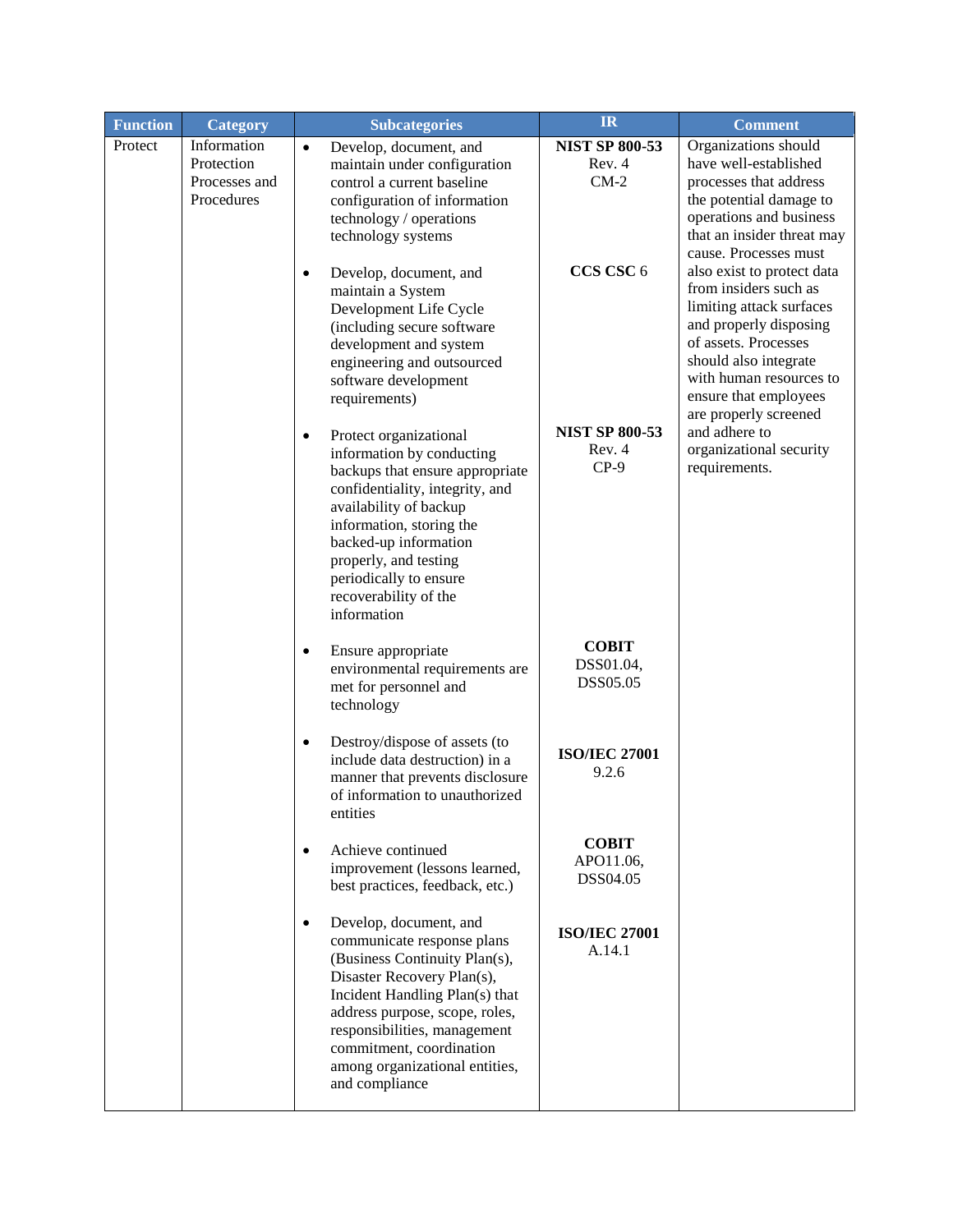| Function | Category | Subcategories | IR | Comment |
|---|---|---|---|---|
| Protect | Information Protection Processes and Procedures | • Develop, document, and maintain under configuration control a current baseline configuration of information technology / operations technology systems | **NIST SP 800-53** Rev. 4 CM-2 | Organizations should have well-established processes that address the potential damage to operations and business that an insider threat may cause. Processes must also exist to protect data from insiders such as limiting attack surfaces and properly disposing of assets. Processes should also integrate with human resources to ensure that employees are properly screened and adhere to organizational security requirements. |
| | | • Develop, document, and maintain a System Development Life Cycle (including secure software development and system engineering and outsourced software development requirements) | **CCS CSC** 6 | |
| | | • Protect organizational information by conducting backups that ensure appropriate confidentiality, integrity, and availability of backup information, storing the backed-up information properly, and testing periodically to ensure recoverability of the information | **NIST SP 800-53** Rev. 4 CP-9 | |
| | | • Ensure appropriate environmental requirements are met for personnel and technology | **COBIT** DSS01.04, DSS05.05 | |
| | | • Destroy/dispose of assets (to include data destruction) in a manner that prevents disclosure of information to unauthorized entities | **ISO/IEC 27001** 9.2.6 | |
| | | • Achieve continued improvement (lessons learned, best practices, feedback, etc.) | **COBIT** APO11.06, DSS04.05 | |
| | | • Develop, document, and communicate response plans (Business Continuity Plan(s), Disaster Recovery Plan(s), Incident Handling Plan(s) that address purpose, scope, roles, responsibilities, management commitment, coordination among organizational entities, and compliance | **ISO/IEC 27001** A.14.1 | |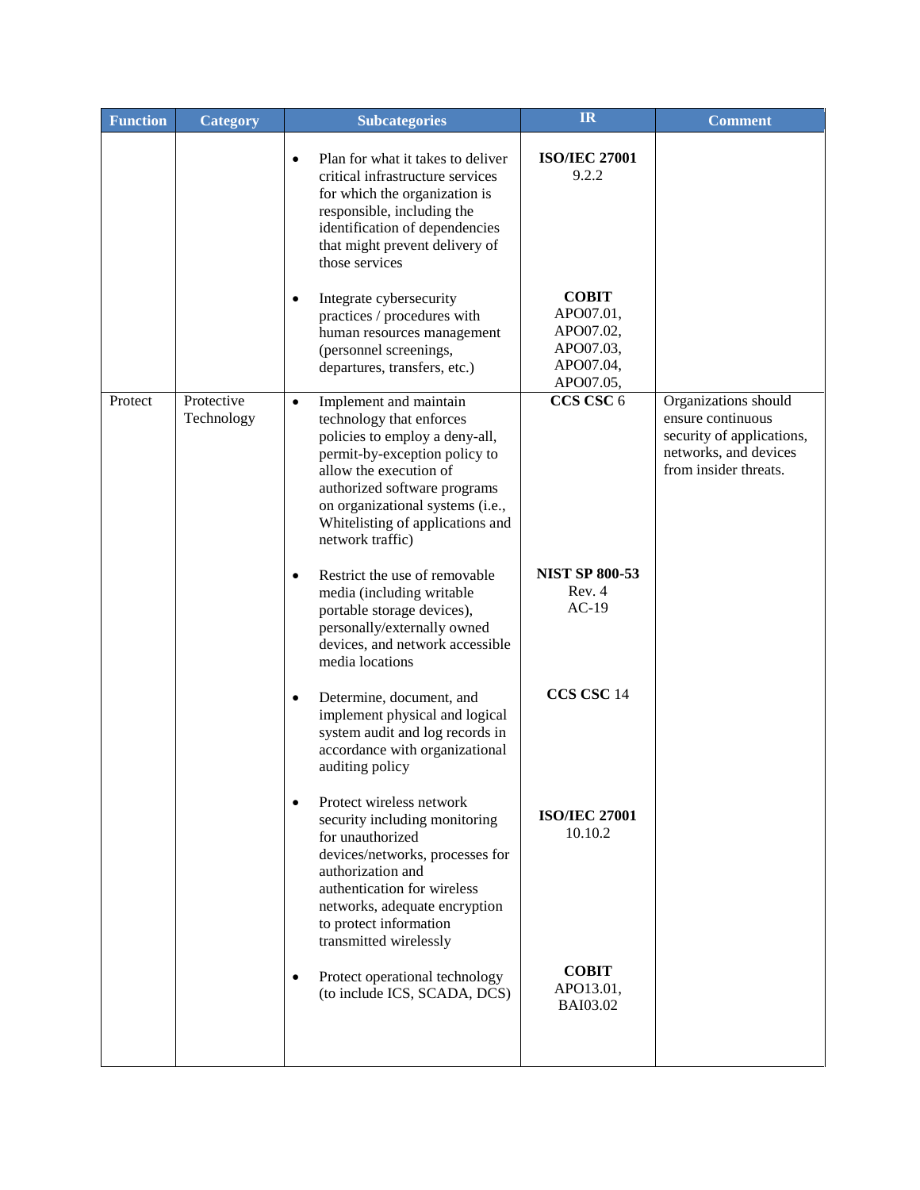| Function | Category | Subcategories | IR | Comment |
|---|---|---|---|---|
| | | • Plan for what it takes to deliver critical infrastructure services for which the organization is responsible, including the identification of dependencies that might prevent delivery of those services | **ISO/IEC 27001** 9.2.2 | |
| | | • Integrate cybersecurity practices / procedures with human resources management (personnel screenings, departures, transfers, etc.) | **COBIT** APO07.01, APO07.02, APO07.03, APO07.04, APO07.05, | |
| Protect | Protective Technology | • Implement and maintain technology that enforces policies to employ a deny-all, permit-by-exception policy to allow the execution of authorized software programs on organizational systems (i.e., Whitelisting of applications and network traffic) | **CCS CSC** 6 | Organizations should ensure continuous security of applications, networks, and devices from insider threats. |
| | | • Restrict the use of removable media (including writable portable storage devices), personally/externally owned devices, and network accessible media locations | **NIST SP 800-53** Rev. 4 AC-19 | |
| | | • Determine, document, and implement physical and logical system audit and log records in accordance with organizational auditing policy | **CCS CSC** 14 | |
| | | • Protect wireless network security including monitoring for unauthorized devices/networks, processes for authorization and authentication for wireless networks, adequate encryption to protect information transmitted wirelessly | **ISO/IEC 27001** 10.10.2 | |
| | | • Protect operational technology (to include ICS, SCADA, DCS) | **COBIT** APO13.01, BAI03.02 | |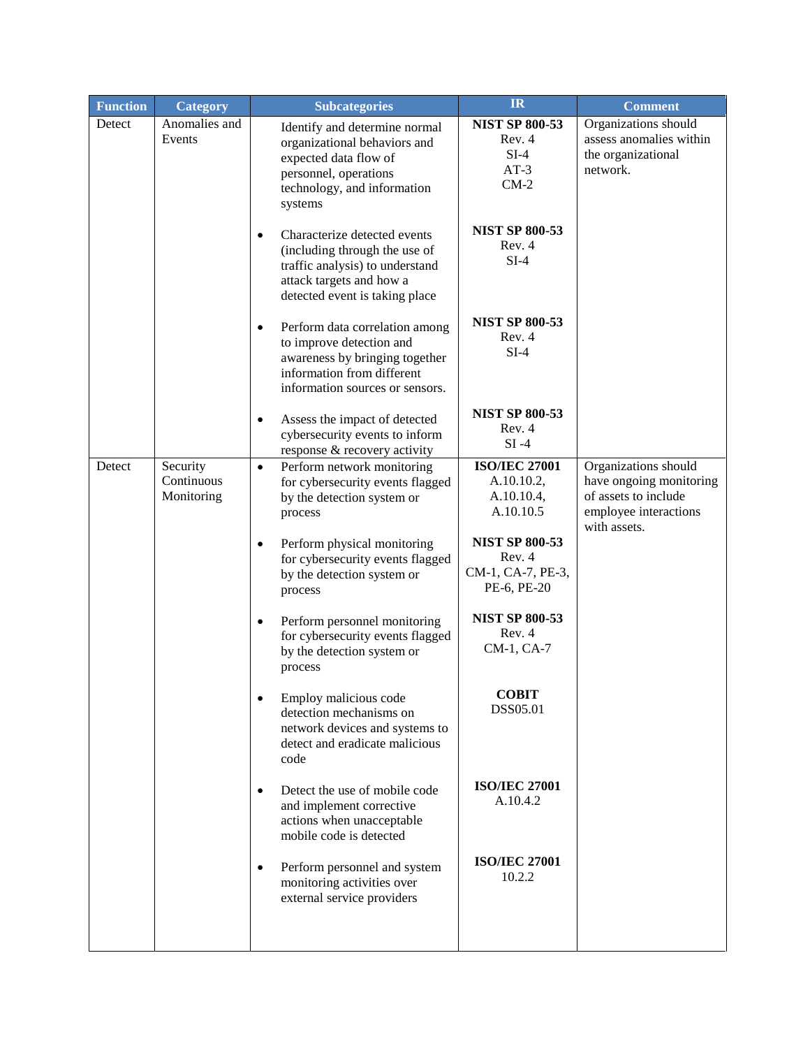| Function | Category | Subcategories | IR | Comment |
|---|---|---|---|---|
| Detect | Anomalies and Events | Identify and determine normal organizational behaviors and expected data flow of personnel, operations technology, and information systems | **NIST SP 800-53** Rev. 4 SI-4 AT-3 CM-2 | Organizations should assess anomalies within the organizational network. |
| | | • Characterize detected events (including through the use of traffic analysis) to understand attack targets and how a detected event is taking place | **NIST SP 800-53** Rev. 4 SI-4 | |
| | | • Perform data correlation among to improve detection and awareness by bringing together information from different information sources or sensors. | **NIST SP 800-53** Rev. 4 SI-4 | |
| | | • Assess the impact of detected cybersecurity events to inform response & recovery activity | **NIST SP 800-53** Rev. 4 SI -4 | |
| Detect | Security Continuous Monitoring | • Perform network monitoring for cybersecurity events flagged by the detection system or process | **ISO/IEC 27001** A.10.10.2, A.10.10.4, A.10.10.5 | Organizations should have ongoing monitoring of assets to include employee interactions with assets. |
| | | • Perform physical monitoring for cybersecurity events flagged by the detection system or process | **NIST SP 800-53** Rev. 4 CM-1, CA-7, PE-3, PE-6, PE-20 | |
| | | • Perform personnel monitoring for cybersecurity events flagged by the detection system or process | **NIST SP 800-53** Rev. 4 CM-1, CA-7 | |
| | | • Employ malicious code detection mechanisms on network devices and systems to detect and eradicate malicious code | **COBIT** DSS05.01 | |
| | | • Detect the use of mobile code and implement corrective actions when unacceptable mobile code is detected | **ISO/IEC 27001** A.10.4.2 | |
| | | • Perform personnel and system monitoring activities over external service providers | **ISO/IEC 27001** 10.2.2 | |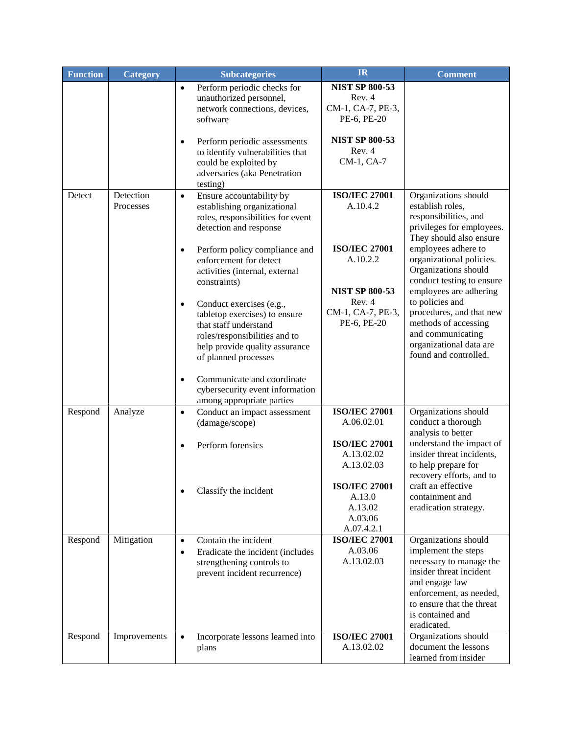| Function | Category | Subcategories | IR | Comment |
|---|---|---|---|---|
| | | • Perform periodic checks for unauthorized personnel, network connections, devices, software<br><br>• Perform periodic assessments to identify vulnerabilities that could be exploited by adversaries (aka Penetration testing) | **NIST SP 800-53** Rev. 4 CM-1, CA-7, PE-3, PE-6, PE-20<br><br>**NIST SP 800-53** Rev. 4 CM-1, CA-7 | |
| Detect | Detection Processes | • Ensure accountability by establishing organizational roles, responsibilities for event detection and response<br><br>• Perform policy compliance and enforcement for detect activities (internal, external constraints)<br><br>• Conduct exercises (e.g., tabletop exercises) to ensure that staff understand roles/responsibilities and to help provide quality assurance of planned processes<br><br>• Communicate and coordinate cybersecurity event information among appropriate parties | **ISO/IEC 27001** A.10.4.2<br><br>**ISO/IEC 27001** A.10.2.2<br><br>**NIST SP 800-53** Rev. 4 CM-1, CA-7, PE-3, PE-6, PE-20 | Organizations should establish roles, responsibilities, and privileges for employees. They should also ensure employees adhere to organizational policies. Organizations should conduct testing to ensure employees are adhering to policies and procedures, and that new methods of accessing and communicating organizational data are found and controlled. |
| Respond | Analyze | • Conduct an impact assessment (damage/scope)<br><br>• Perform forensics<br><br>• Classify the incident | **ISO/IEC 27001** A.06.02.01<br><br>**ISO/IEC 27001** A.13.02.02 A.13.02.03<br><br>**ISO/IEC 27001** A.13.0 A.13.02 A.03.06 A.07.4.2.1 | Organizations should conduct a thorough analysis to better understand the impact of insider threat incidents, to help prepare for recovery efforts, and to craft an effective containment and eradication strategy. |
| Respond | Mitigation | • Contain the incident<br>• Eradicate the incident (includes strengthening controls to prevent incident recurrence) | **ISO/IEC 27001** A.03.06 A.13.02.03 | Organizations should implement the steps necessary to manage the insider threat incident and engage law enforcement, as needed, to ensure that the threat is contained and eradicated. |
| Respond | Improvements | • Incorporate lessons learned into plans | **ISO/IEC 27001** A.13.02.02 | Organizations should document the lessons learned from insider |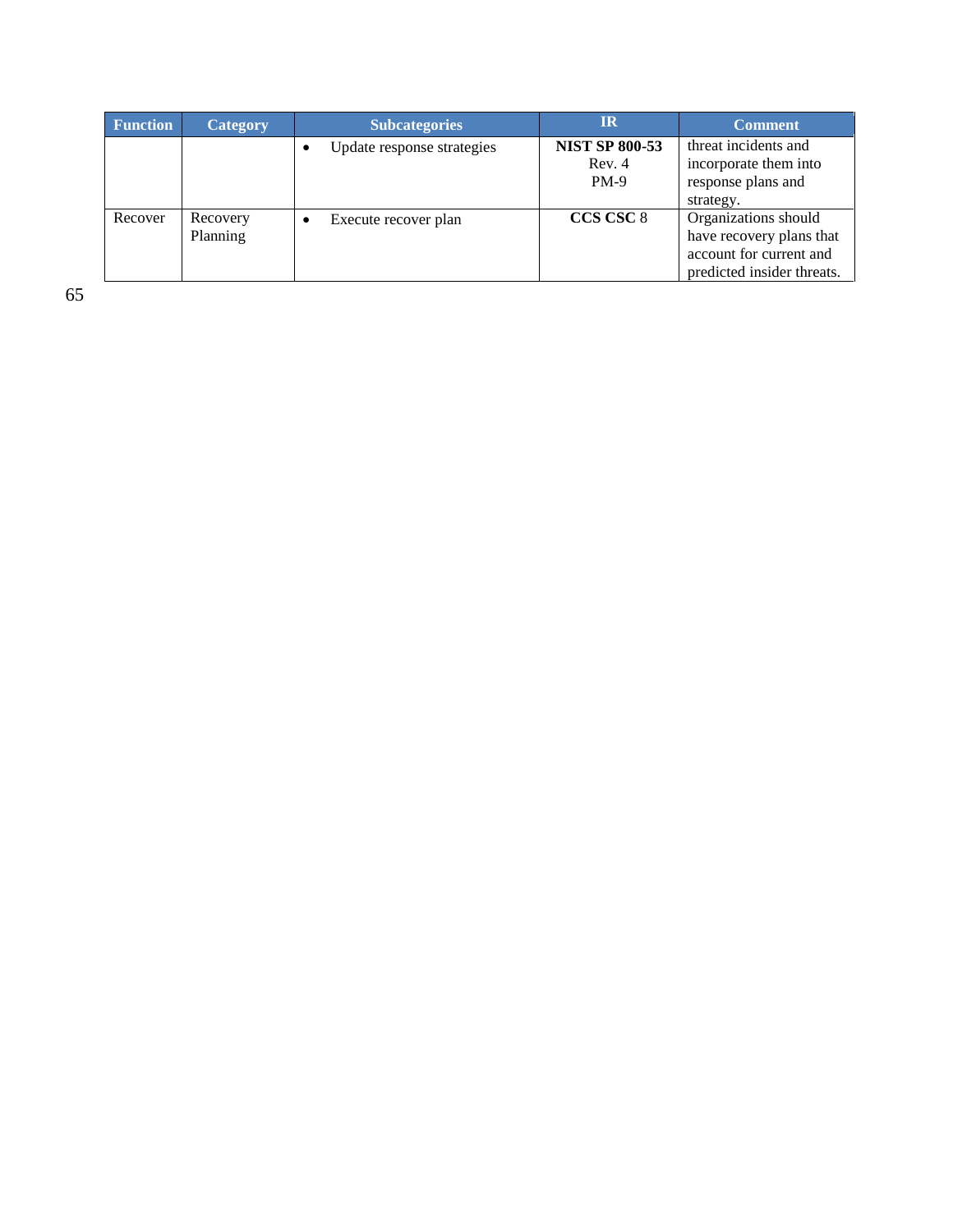| Function | Category | Subcategories | IR | Comment |
|---|---|---|---|---|
| | | • Update response strategies | **NIST SP 800-53** Rev. 4 PM-9 | threat incidents and incorporate them into response plans and strategy. |
| Recover | Recovery Planning | • Execute recover plan | **CCS CSC** 8 | Organizations should have recovery plans that account for current and predicted insider threats. |